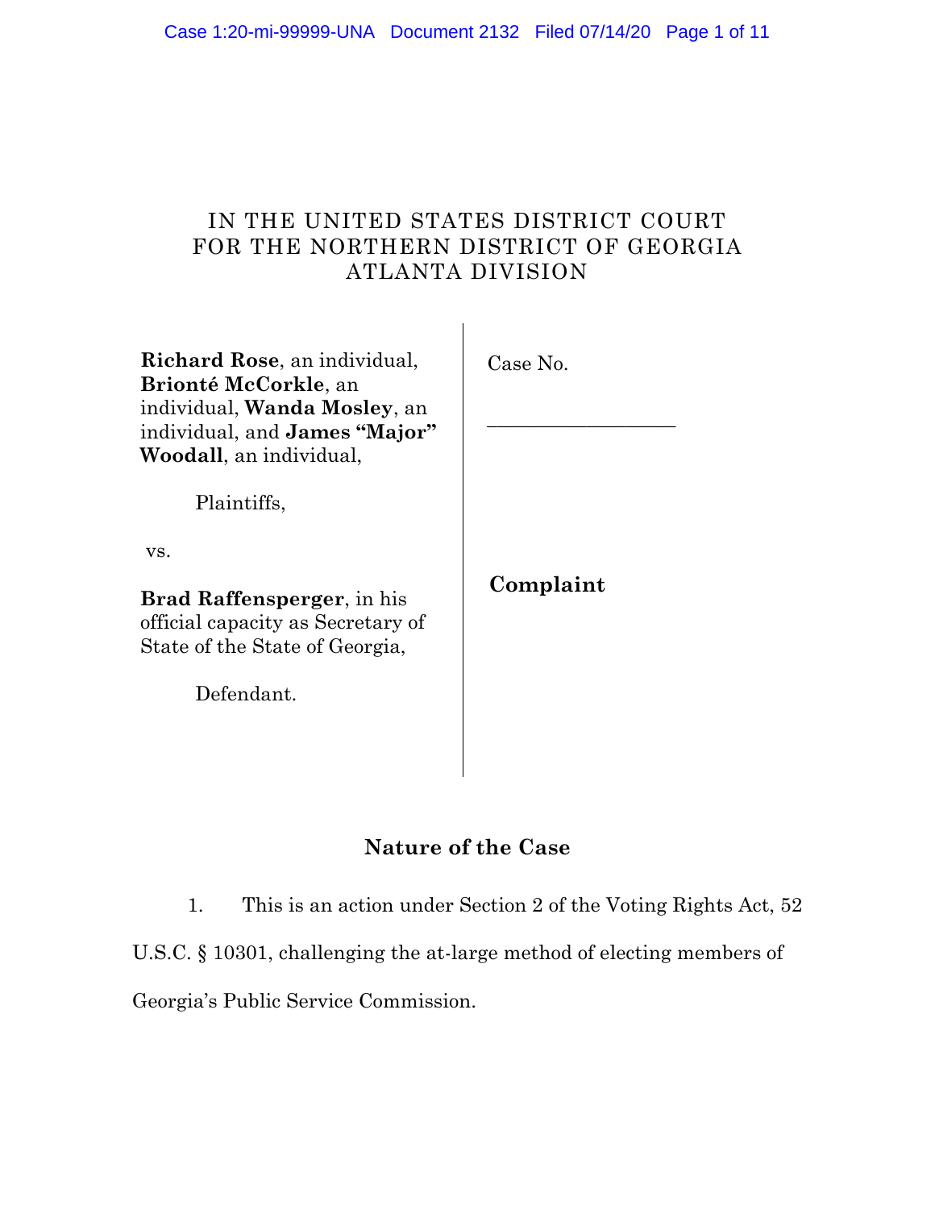IN THE UNITED STATES DISTRICT COURT
FOR THE NORTHERN DISTRICT OF GEORGIA
ATLANTA DIVISION

**Richard Rose**, an individual, **Brionté McCorkle**, an individual, **Wanda Mosley**, an individual, and **James "Major" Woodall**, an individual,

Plaintiffs,

vs.

**Brad Raffensperger**, in his official capacity as Secretary of State of the State of Georgia,

Defendant.

Case No.

\_\_\_\_\_\_\_\_\_\_\_\_\_\_\_\_\_\_

**Complaint**

## Nature of the Case

1. This is an action under Section 2 of the Voting Rights Act, 52 U.S.C. § 10301, challenging the at-large method of electing members of Georgia's Public Service Commission.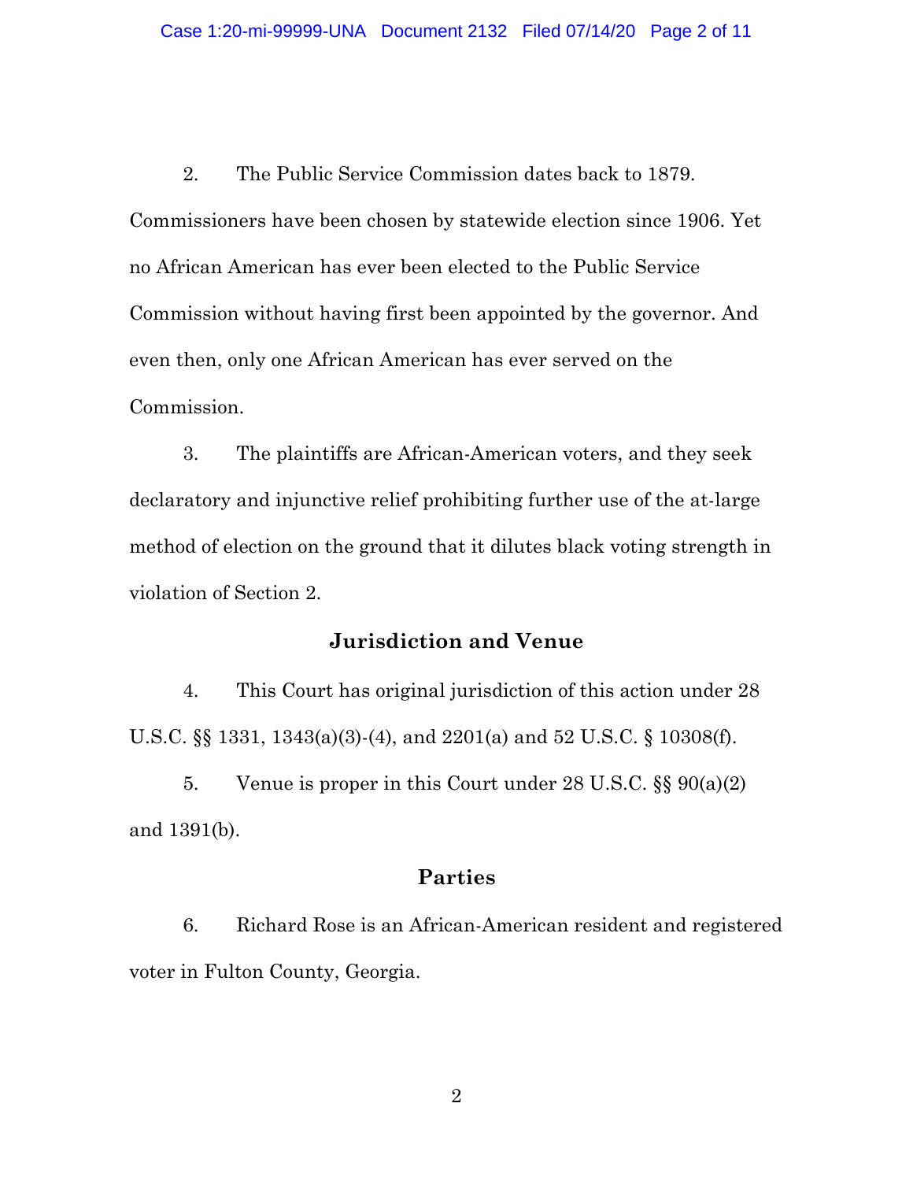2. The Public Service Commission dates back to 1879. Commissioners have been chosen by statewide election since 1906. Yet no African American has ever been elected to the Public Service Commission without having first been appointed by the governor. And even then, only one African American has ever served on the Commission.

3. The plaintiffs are African-American voters, and they seek declaratory and injunctive relief prohibiting further use of the at-large method of election on the ground that it dilutes black voting strength in violation of Section 2.

## Jurisdiction and Venue

4. This Court has original jurisdiction of this action under 28 U.S.C. §§ 1331, 1343(a)(3)-(4), and 2201(a) and 52 U.S.C. § 10308(f).

5. Venue is proper in this Court under 28 U.S.C. §§ 90(a)(2) and 1391(b).

## Parties

6. Richard Rose is an African-American resident and registered voter in Fulton County, Georgia.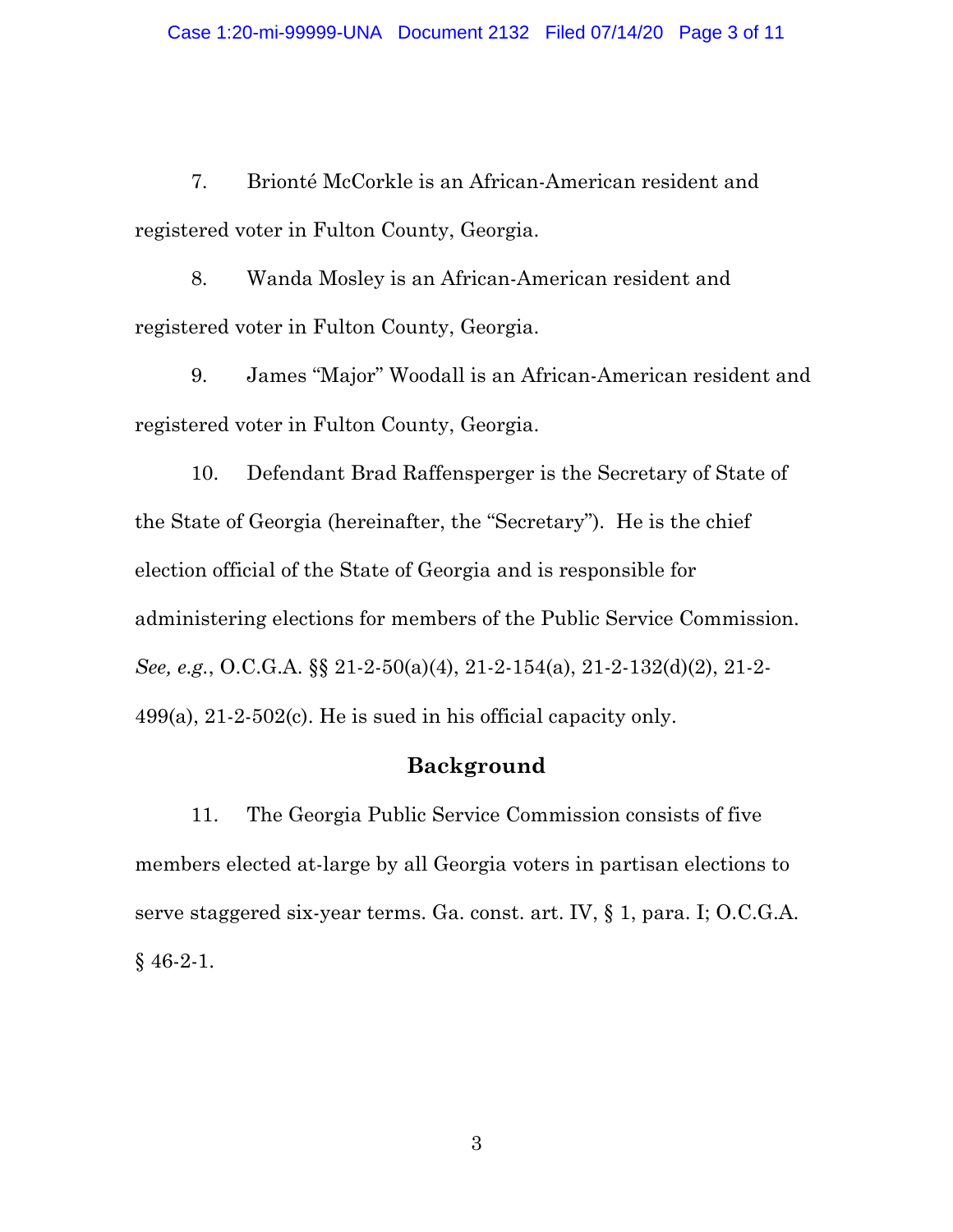7. Brionté McCorkle is an African-American resident and registered voter in Fulton County, Georgia.

8. Wanda Mosley is an African-American resident and registered voter in Fulton County, Georgia.

9. James "Major" Woodall is an African-American resident and registered voter in Fulton County, Georgia.

10. Defendant Brad Raffensperger is the Secretary of State of the State of Georgia (hereinafter, the "Secretary"). He is the chief election official of the State of Georgia and is responsible for administering elections for members of the Public Service Commission. *See, e.g.*, O.C.G.A. §§ 21-2-50(a)(4), 21-2-154(a), 21-2-132(d)(2), 21-2-499(a), 21-2-502(c). He is sued in his official capacity only.

## Background

11. The Georgia Public Service Commission consists of five members elected at-large by all Georgia voters in partisan elections to serve staggered six-year terms. Ga. const. art. IV, § 1, para. I; O.C.G.A. § 46-2-1.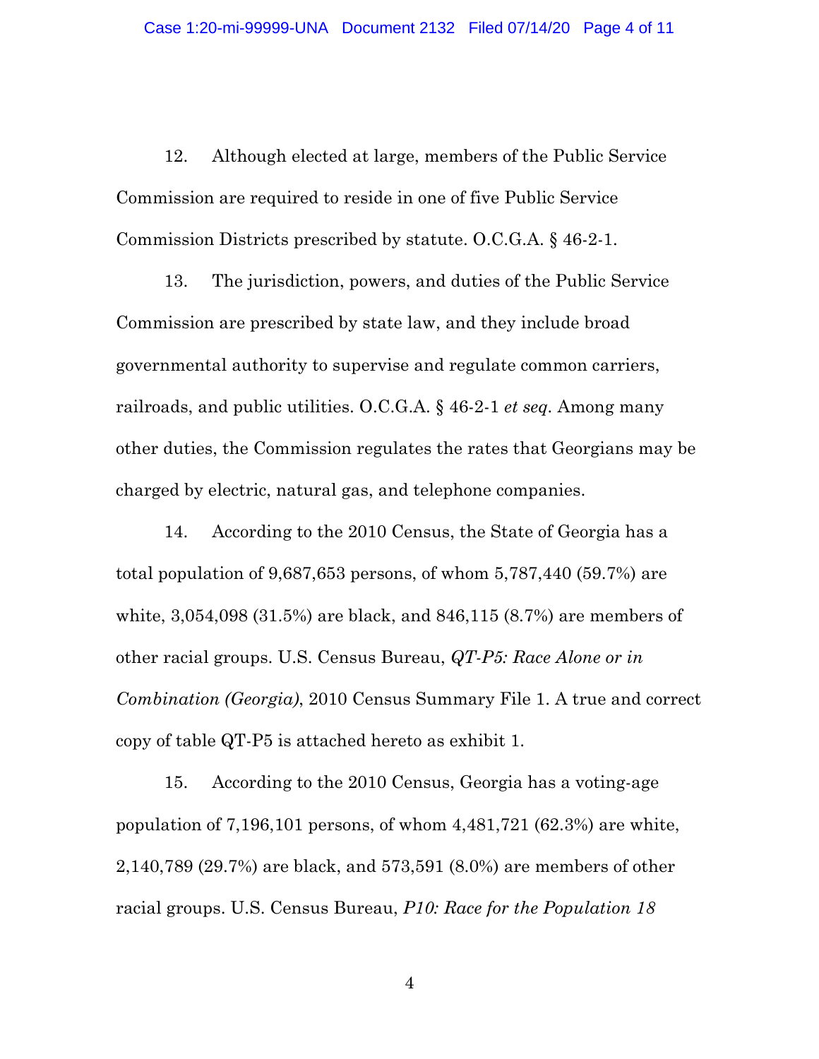12. Although elected at large, members of the Public Service Commission are required to reside in one of five Public Service Commission Districts prescribed by statute. O.C.G.A. § 46-2-1.

13. The jurisdiction, powers, and duties of the Public Service Commission are prescribed by state law, and they include broad governmental authority to supervise and regulate common carriers, railroads, and public utilities. O.C.G.A. § 46-2-1 *et seq*. Among many other duties, the Commission regulates the rates that Georgians may be charged by electric, natural gas, and telephone companies.

14. According to the 2010 Census, the State of Georgia has a total population of 9,687,653 persons, of whom 5,787,440 (59.7%) are white, 3,054,098 (31.5%) are black, and 846,115 (8.7%) are members of other racial groups. U.S. Census Bureau, *QT-P5: Race Alone or in Combination (Georgia)*, 2010 Census Summary File 1. A true and correct copy of table QT-P5 is attached hereto as exhibit 1.

15. According to the 2010 Census, Georgia has a voting-age population of 7,196,101 persons, of whom 4,481,721 (62.3%) are white, 2,140,789 (29.7%) are black, and 573,591 (8.0%) are members of other racial groups. U.S. Census Bureau, *P10: Race for the Population 18*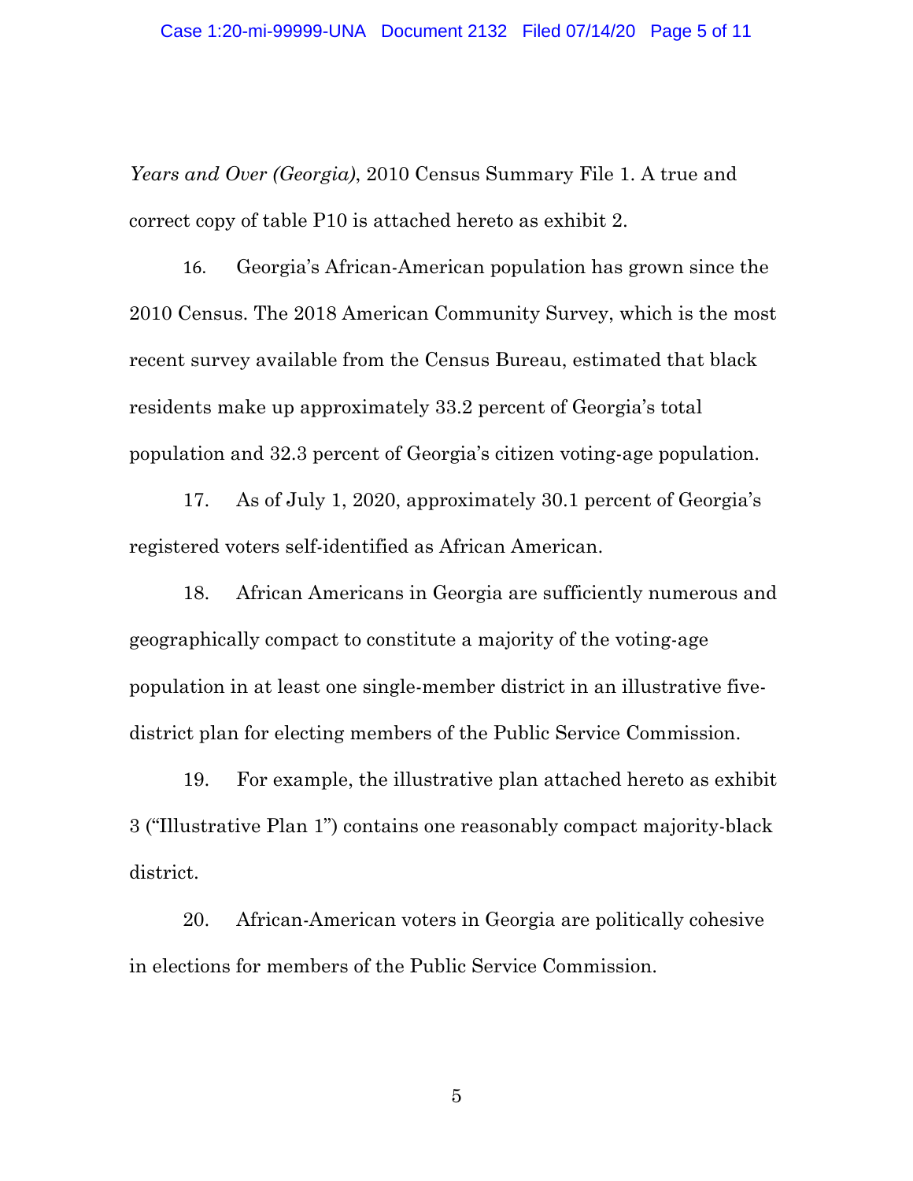*Years and Over (Georgia)*, 2010 Census Summary File 1. A true and correct copy of table P10 is attached hereto as exhibit 2.

16. Georgia's African-American population has grown since the 2010 Census. The 2018 American Community Survey, which is the most recent survey available from the Census Bureau, estimated that black residents make up approximately 33.2 percent of Georgia's total population and 32.3 percent of Georgia's citizen voting-age population.

17. As of July 1, 2020, approximately 30.1 percent of Georgia's registered voters self-identified as African American.

18. African Americans in Georgia are sufficiently numerous and geographically compact to constitute a majority of the voting-age population in at least one single-member district in an illustrative five-district plan for electing members of the Public Service Commission.

19. For example, the illustrative plan attached hereto as exhibit 3 ("Illustrative Plan 1") contains one reasonably compact majority-black district.

20. African-American voters in Georgia are politically cohesive in elections for members of the Public Service Commission.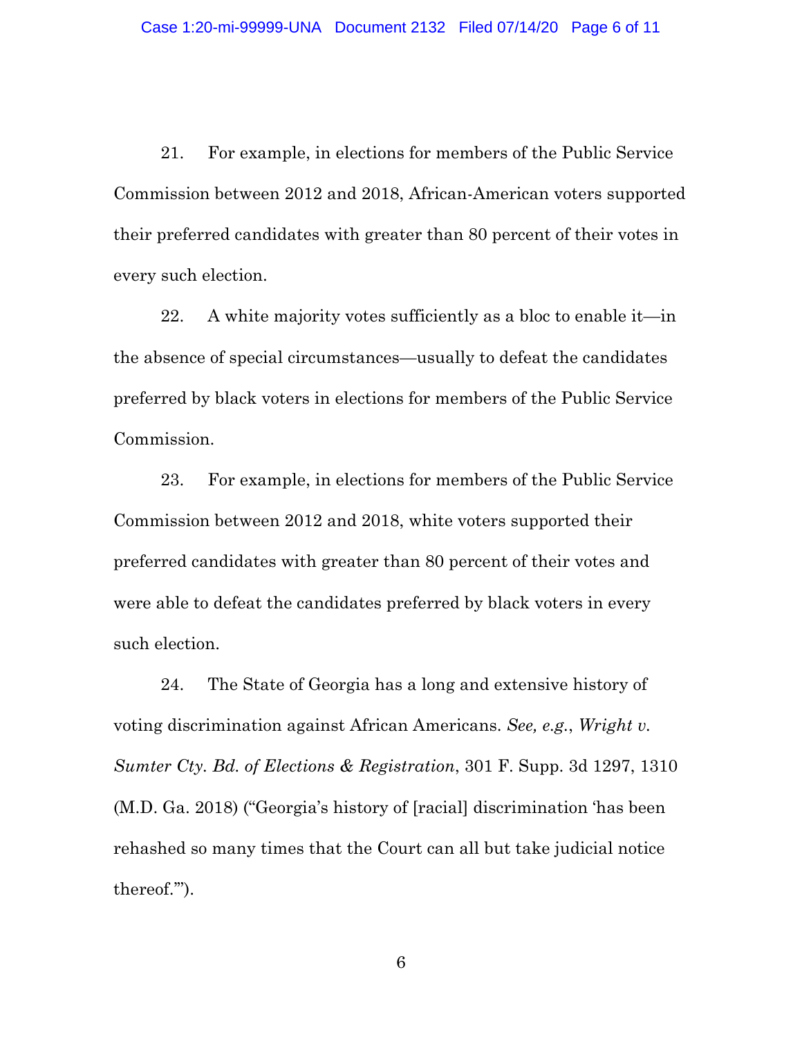21. For example, in elections for members of the Public Service Commission between 2012 and 2018, African-American voters supported their preferred candidates with greater than 80 percent of their votes in every such election.

22. A white majority votes sufficiently as a bloc to enable it—in the absence of special circumstances—usually to defeat the candidates preferred by black voters in elections for members of the Public Service Commission.

23. For example, in elections for members of the Public Service Commission between 2012 and 2018, white voters supported their preferred candidates with greater than 80 percent of their votes and were able to defeat the candidates preferred by black voters in every such election.

24. The State of Georgia has a long and extensive history of voting discrimination against African Americans. *See, e.g.*, *Wright v. Sumter Cty. Bd. of Elections & Registration*, 301 F. Supp. 3d 1297, 1310 (M.D. Ga. 2018) ("Georgia's history of [racial] discrimination 'has been rehashed so many times that the Court can all but take judicial notice thereof.'").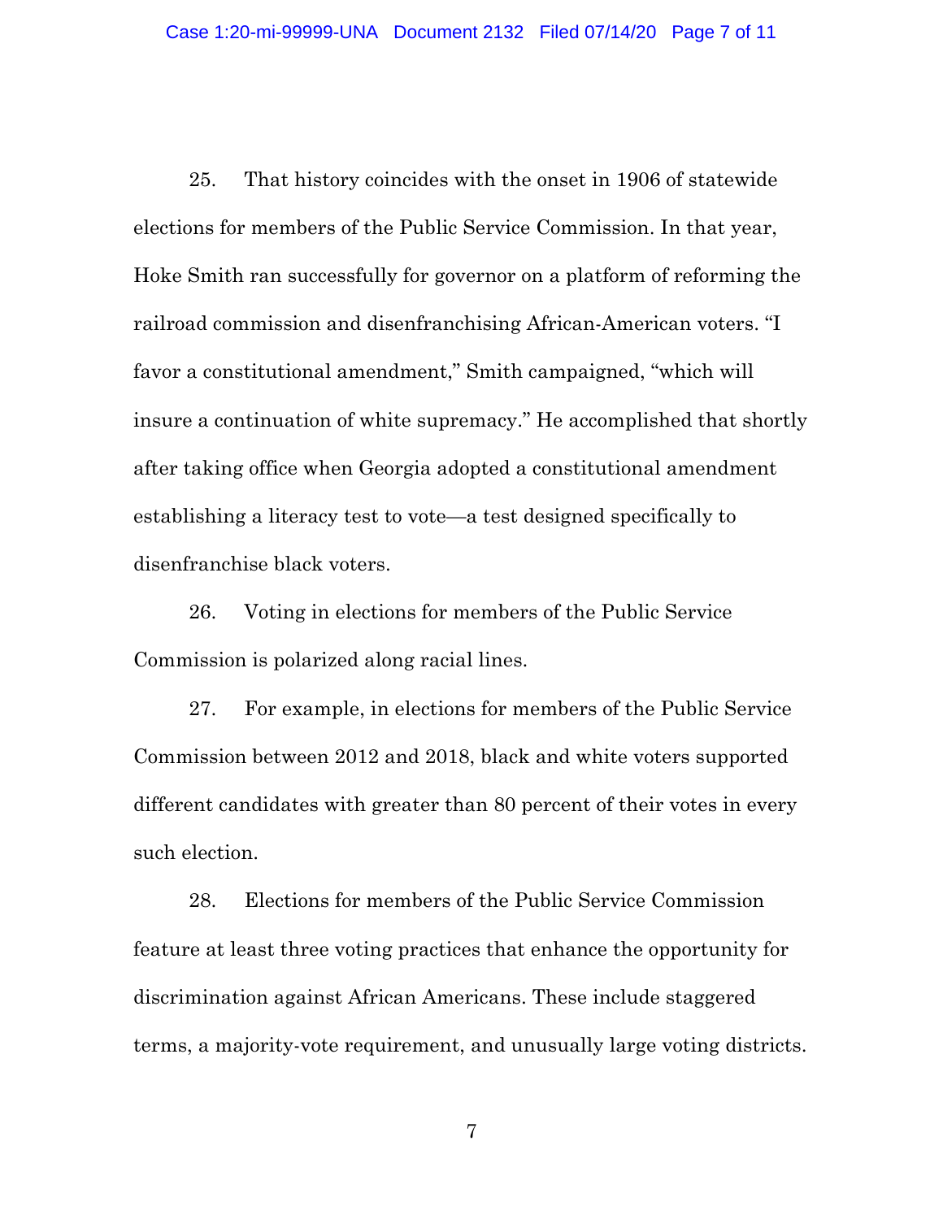25. That history coincides with the onset in 1906 of statewide elections for members of the Public Service Commission. In that year, Hoke Smith ran successfully for governor on a platform of reforming the railroad commission and disenfranchising African-American voters. "I favor a constitutional amendment," Smith campaigned, "which will insure a continuation of white supremacy." He accomplished that shortly after taking office when Georgia adopted a constitutional amendment establishing a literacy test to vote—a test designed specifically to disenfranchise black voters.

26. Voting in elections for members of the Public Service Commission is polarized along racial lines.

27. For example, in elections for members of the Public Service Commission between 2012 and 2018, black and white voters supported different candidates with greater than 80 percent of their votes in every such election.

28. Elections for members of the Public Service Commission feature at least three voting practices that enhance the opportunity for discrimination against African Americans. These include staggered terms, a majority-vote requirement, and unusually large voting districts.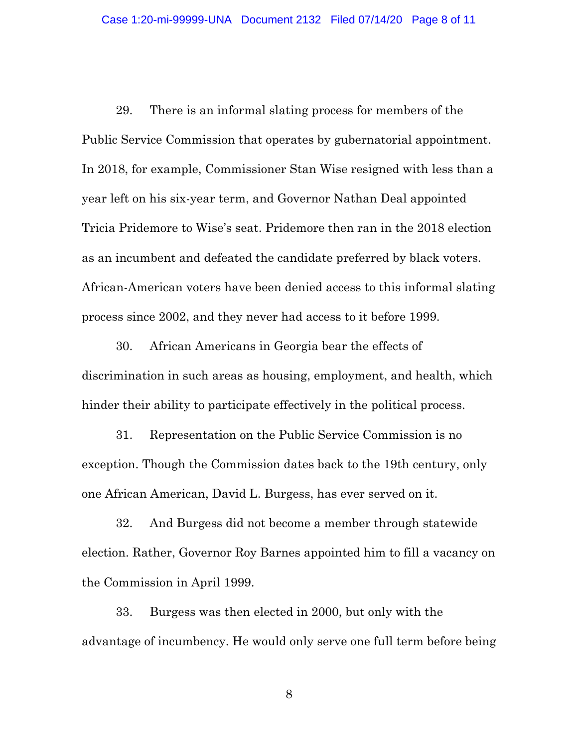29. There is an informal slating process for members of the Public Service Commission that operates by gubernatorial appointment. In 2018, for example, Commissioner Stan Wise resigned with less than a year left on his six-year term, and Governor Nathan Deal appointed Tricia Pridemore to Wise's seat. Pridemore then ran in the 2018 election as an incumbent and defeated the candidate preferred by black voters. African-American voters have been denied access to this informal slating process since 2002, and they never had access to it before 1999.

30. African Americans in Georgia bear the effects of discrimination in such areas as housing, employment, and health, which hinder their ability to participate effectively in the political process.

31. Representation on the Public Service Commission is no exception. Though the Commission dates back to the 19th century, only one African American, David L. Burgess, has ever served on it.

32. And Burgess did not become a member through statewide election. Rather, Governor Roy Barnes appointed him to fill a vacancy on the Commission in April 1999.

33. Burgess was then elected in 2000, but only with the advantage of incumbency. He would only serve one full term before being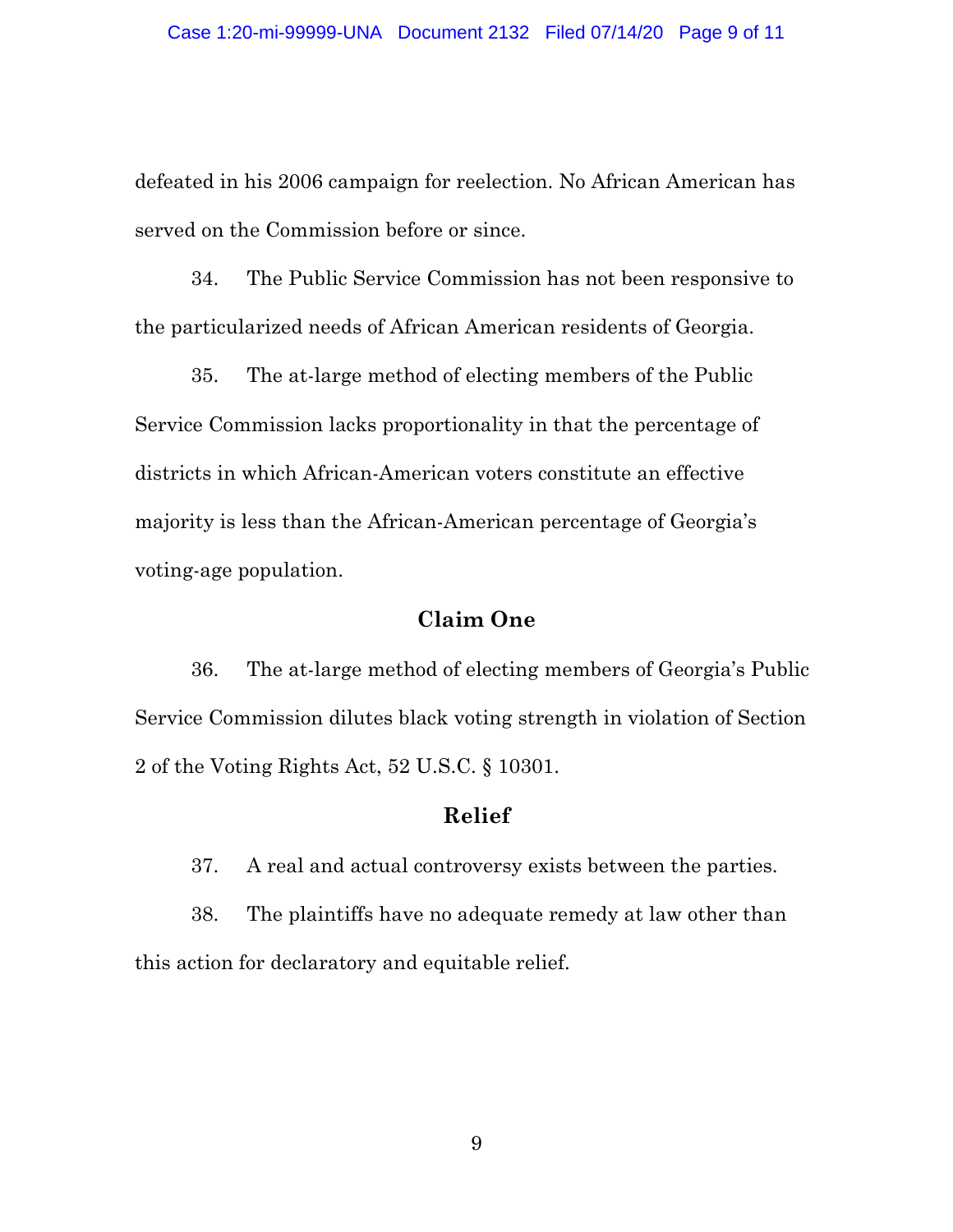defeated in his 2006 campaign for reelection. No African American has served on the Commission before or since.

34. The Public Service Commission has not been responsive to the particularized needs of African American residents of Georgia.

35. The at-large method of electing members of the Public Service Commission lacks proportionality in that the percentage of districts in which African-American voters constitute an effective majority is less than the African-American percentage of Georgia's voting-age population.

## Claim One

36. The at-large method of electing members of Georgia's Public Service Commission dilutes black voting strength in violation of Section 2 of the Voting Rights Act, 52 U.S.C. § 10301.

## Relief

37. A real and actual controversy exists between the parties.

38. The plaintiffs have no adequate remedy at law other than this action for declaratory and equitable relief.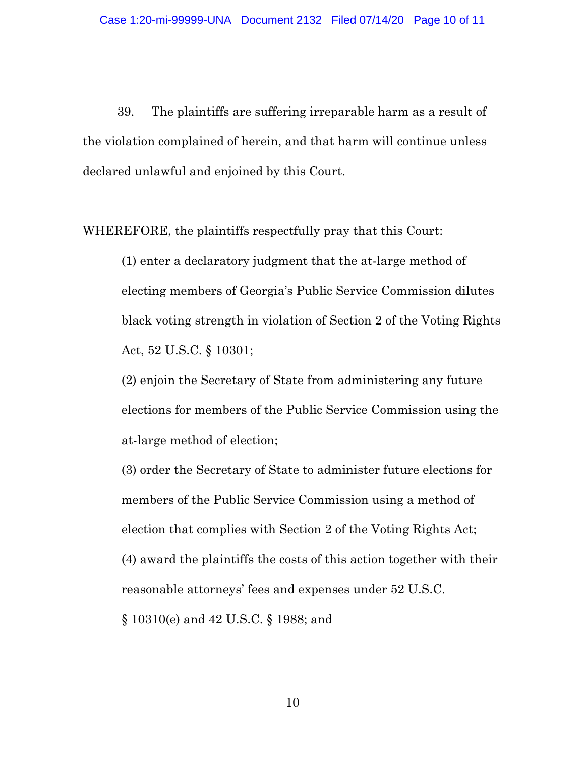39. The plaintiffs are suffering irreparable harm as a result of the violation complained of herein, and that harm will continue unless declared unlawful and enjoined by this Court.

WHEREFORE, the plaintiffs respectfully pray that this Court:

(1) enter a declaratory judgment that the at-large method of electing members of Georgia's Public Service Commission dilutes black voting strength in violation of Section 2 of the Voting Rights Act, 52 U.S.C. § 10301;

(2) enjoin the Secretary of State from administering any future elections for members of the Public Service Commission using the at-large method of election;

(3) order the Secretary of State to administer future elections for members of the Public Service Commission using a method of election that complies with Section 2 of the Voting Rights Act;

(4) award the plaintiffs the costs of this action together with their reasonable attorneys' fees and expenses under 52 U.S.C. § 10310(e) and 42 U.S.C. § 1988; and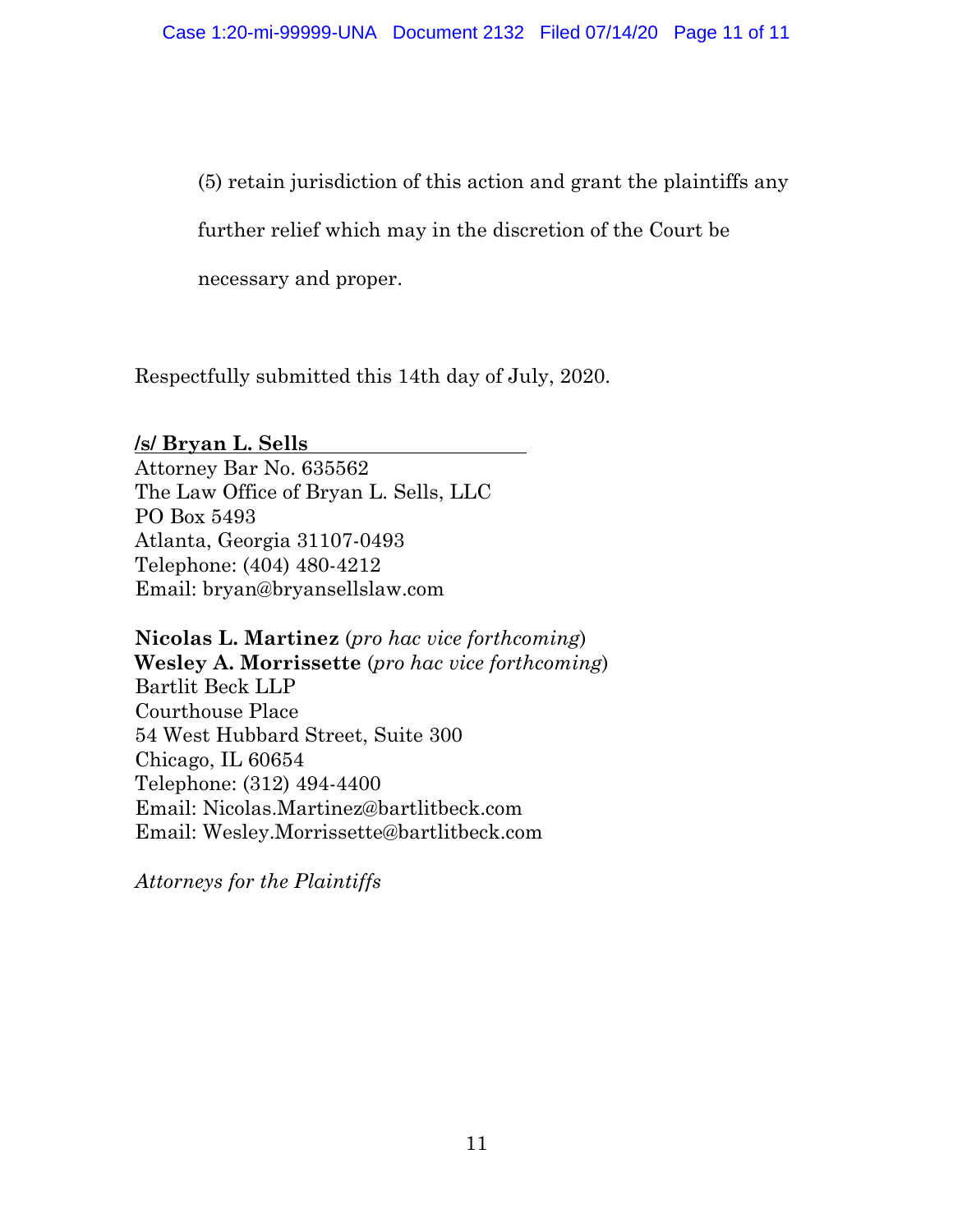(5) retain jurisdiction of this action and grant the plaintiffs any further relief which may in the discretion of the Court be necessary and proper.

Respectfully submitted this 14th day of July, 2020.

**/s/ Bryan L. Sells**
Attorney Bar No. 635562
The Law Office of Bryan L. Sells, LLC
PO Box 5493
Atlanta, Georgia 31107-0493
Telephone: (404) 480-4212
Email: bryan@bryansellslaw.com

**Nicolas L. Martinez** (*pro hac vice forthcoming*)
**Wesley A. Morrissette** (*pro hac vice forthcoming*)
Bartlit Beck LLP
Courthouse Place
54 West Hubbard Street, Suite 300
Chicago, IL 60654
Telephone: (312) 494-4400
Email: Nicolas.Martinez@bartlitbeck.com
Email: Wesley.Morrissette@bartlitbeck.com

*Attorneys for the Plaintiffs*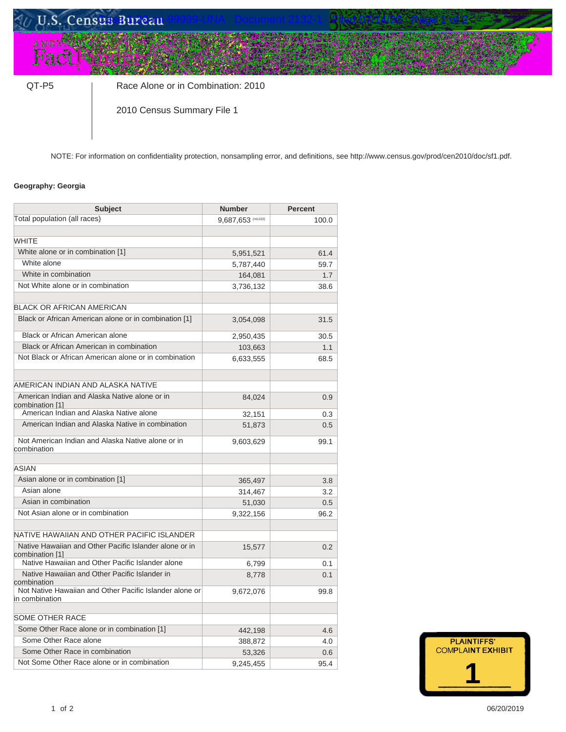QT-P5 | Race Alone or in Combination: 2010

2010 Census Summary File 1

NOTE: For information on confidentiality protection, nonsampling error, and definitions, see http://www.census.gov/prod/cen2010/doc/sf1.pdf.

**Geography: Georgia**

| Subject | Number | Percent |
|---|---|---|
| Total population (all races) | 9,687,653 (r41102) | 100.0 |
| | | |
| WHITE | | |
| White alone or in combination [1] | 5,951,521 | 61.4 |
| White alone | 5,787,440 | 59.7 |
| White in combination | 164,081 | 1.7 |
| Not White alone or in combination | 3,736,132 | 38.6 |
| | | |
| BLACK OR AFRICAN AMERICAN | | |
| Black or African American alone or in combination [1] | 3,054,098 | 31.5 |
| Black or African American alone | 2,950,435 | 30.5 |
| Black or African American in combination | 103,663 | 1.1 |
| Not Black or African American alone or in combination | 6,633,555 | 68.5 |
| | | |
| AMERICAN INDIAN AND ALASKA NATIVE | | |
| American Indian and Alaska Native alone or in combination [1] | 84,024 | 0.9 |
| American Indian and Alaska Native alone | 32,151 | 0.3 |
| American Indian and Alaska Native in combination | 51,873 | 0.5 |
| Not American Indian and Alaska Native alone or in combination | 9,603,629 | 99.1 |
| | | |
| ASIAN | | |
| Asian alone or in combination [1] | 365,497 | 3.8 |
| Asian alone | 314,467 | 3.2 |
| Asian in combination | 51,030 | 0.5 |
| Not Asian alone or in combination | 9,322,156 | 96.2 |
| | | |
| NATIVE HAWAIIAN AND OTHER PACIFIC ISLANDER | | |
| Native Hawaiian and Other Pacific Islander alone or in combination [1] | 15,577 | 0.2 |
| Native Hawaiian and Other Pacific Islander alone | 6,799 | 0.1 |
| Native Hawaiian and Other Pacific Islander in combination | 8,778 | 0.1 |
| Not Native Hawaiian and Other Pacific Islander alone or in combination | 9,672,076 | 99.8 |
| | | |
| SOME OTHER RACE | | |
| Some Other Race alone or in combination [1] | 442,198 | 4.6 |
| Some Other Race alone | 388,872 | 4.0 |
| Some Other Race in combination | 53,326 | 0.6 |
| Not Some Other Race alone or in combination | 9,245,455 | 95.4 |

PLAINTIFFS' COMPLAINT EXHIBIT 1

06/20/2019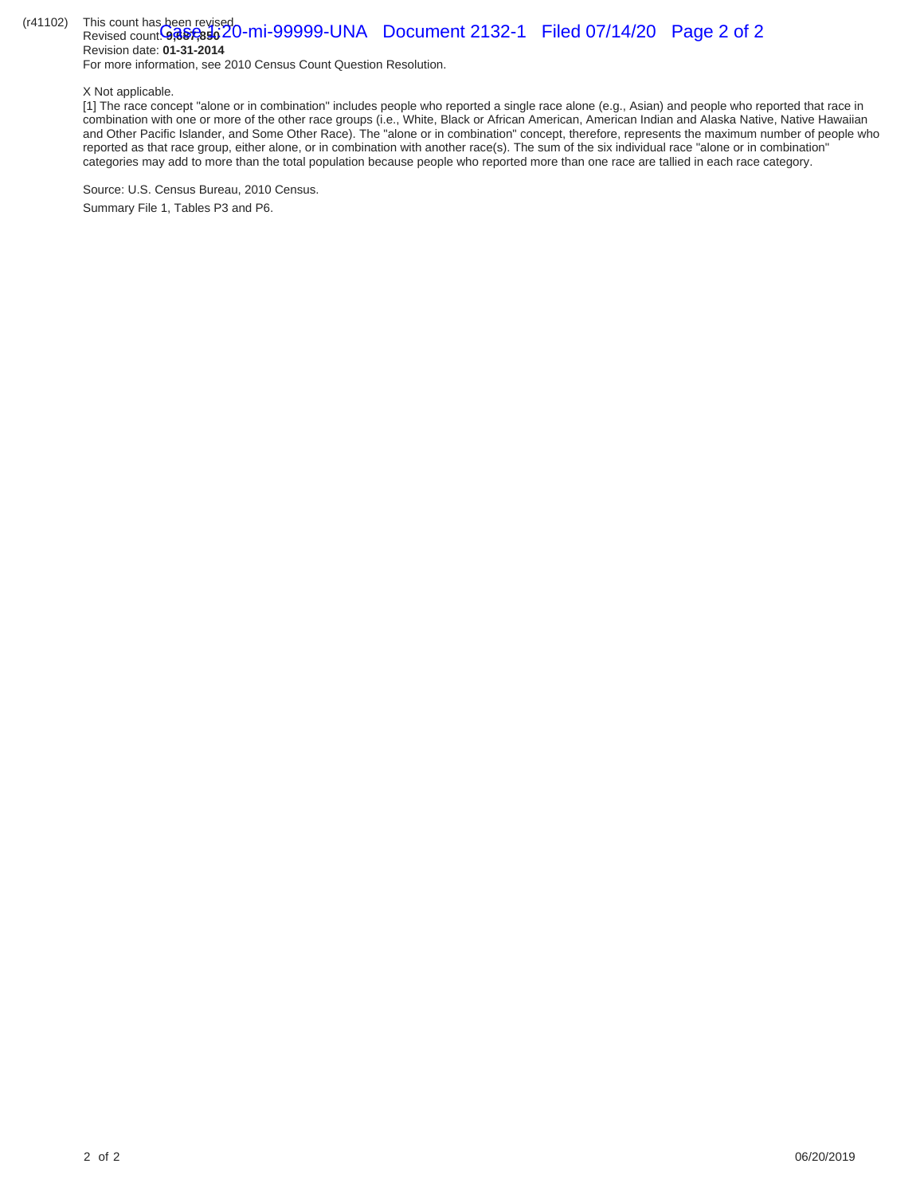(r41102) This count has been revised.
Revised count: **9,687,890**
Revision date: **01-31-2014**
For more information, see 2010 Census Count Question Resolution.

X Not applicable.

[1] The race concept "alone or in combination" includes people who reported a single race alone (e.g., Asian) and people who reported that race in combination with one or more of the other race groups (i.e., White, Black or African American, American Indian and Alaska Native, Native Hawaiian and Other Pacific Islander, and Some Other Race). The "alone or in combination" concept, therefore, represents the maximum number of people who reported as that race group, either alone, or in combination with another race(s). The sum of the six individual race "alone or in combination" categories may add to more than the total population because people who reported more than one race are tallied in each race category.

Source: U.S. Census Bureau, 2010 Census.

Summary File 1, Tables P3 and P6.

06/20/2019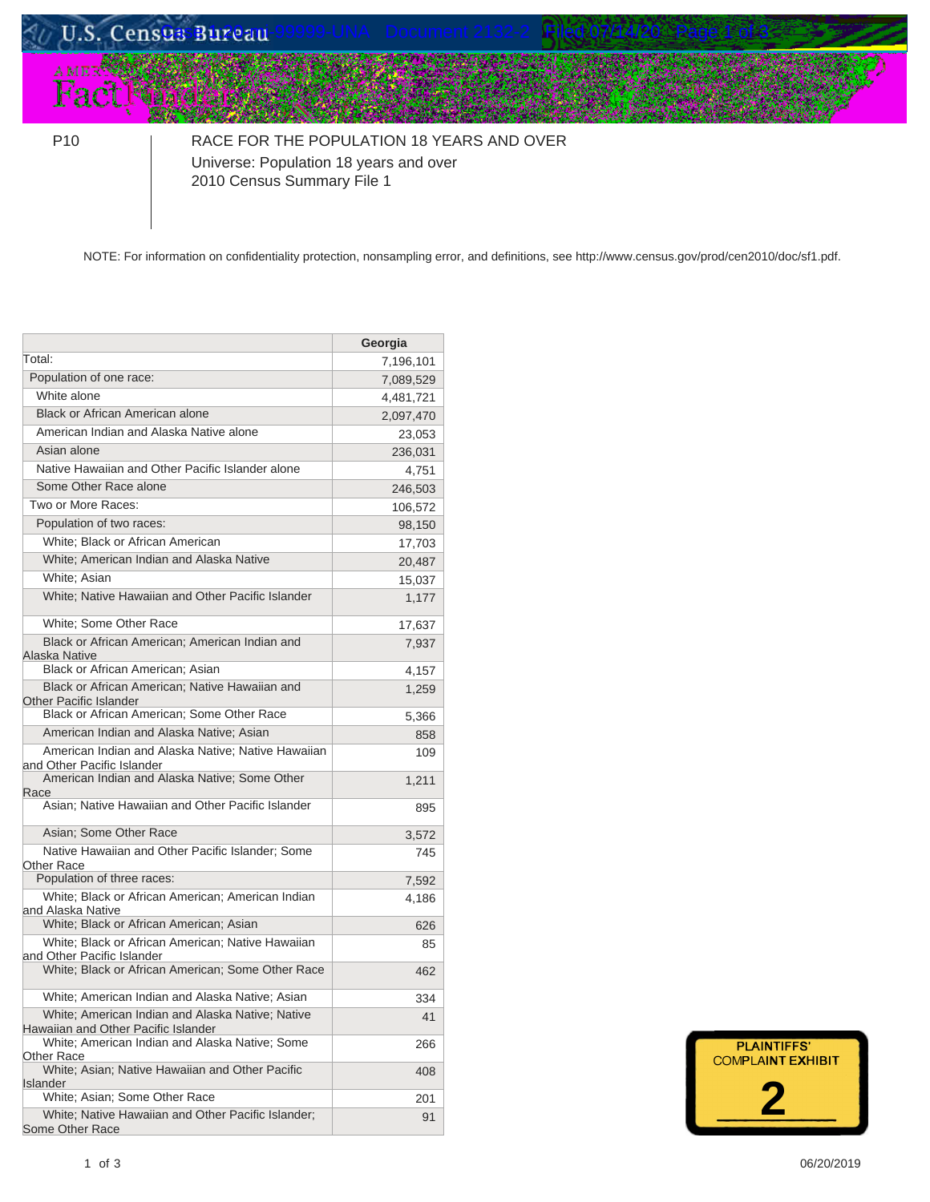P10

RACE FOR THE POPULATION 18 YEARS AND OVER

Universe: Population 18 years and over

2010 Census Summary File 1

NOTE: For information on confidentiality protection, nonsampling error, and definitions, see http://www.census.gov/prod/cen2010/doc/sf1.pdf.

| | Georgia |
|---|---|
| Total: | 7,196,101 |
| Population of one race: | 7,089,529 |
| White alone | 4,481,721 |
| Black or African American alone | 2,097,470 |
| American Indian and Alaska Native alone | 23,053 |
| Asian alone | 236,031 |
| Native Hawaiian and Other Pacific Islander alone | 4,751 |
| Some Other Race alone | 246,503 |
| Two or More Races: | 106,572 |
| Population of two races: | 98,150 |
| White; Black or African American | 17,703 |
| White; American Indian and Alaska Native | 20,487 |
| White; Asian | 15,037 |
| White; Native Hawaiian and Other Pacific Islander | 1,177 |
| White; Some Other Race | 17,637 |
| Black or African American; American Indian and Alaska Native | 7,937 |
| Black or African American; Asian | 4,157 |
| Black or African American; Native Hawaiian and Other Pacific Islander | 1,259 |
| Black or African American; Some Other Race | 5,366 |
| American Indian and Alaska Native; Asian | 858 |
| American Indian and Alaska Native; Native Hawaiian and Other Pacific Islander | 109 |
| American Indian and Alaska Native; Some Other Race | 1,211 |
| Asian; Native Hawaiian and Other Pacific Islander | 895 |
| Asian; Some Other Race | 3,572 |
| Native Hawaiian and Other Pacific Islander; Some Other Race | 745 |
| Population of three races: | 7,592 |
| White; Black or African American; American Indian and Alaska Native | 4,186 |
| White; Black or African American; Asian | 626 |
| White; Black or African American; Native Hawaiian and Other Pacific Islander | 85 |
| White; Black or African American; Some Other Race | 462 |
| White; American Indian and Alaska Native; Asian | 334 |
| White; American Indian and Alaska Native; Native Hawaiian and Other Pacific Islander | 41 |
| White; American Indian and Alaska Native; Some Other Race | 266 |
| White; Asian; Native Hawaiian and Other Pacific Islander | 408 |
| White; Asian; Some Other Race | 201 |
| White; Native Hawaiian and Other Pacific Islander; Some Other Race | 91 |

PLAINTIFFS' COMPLAINT EXHIBIT 2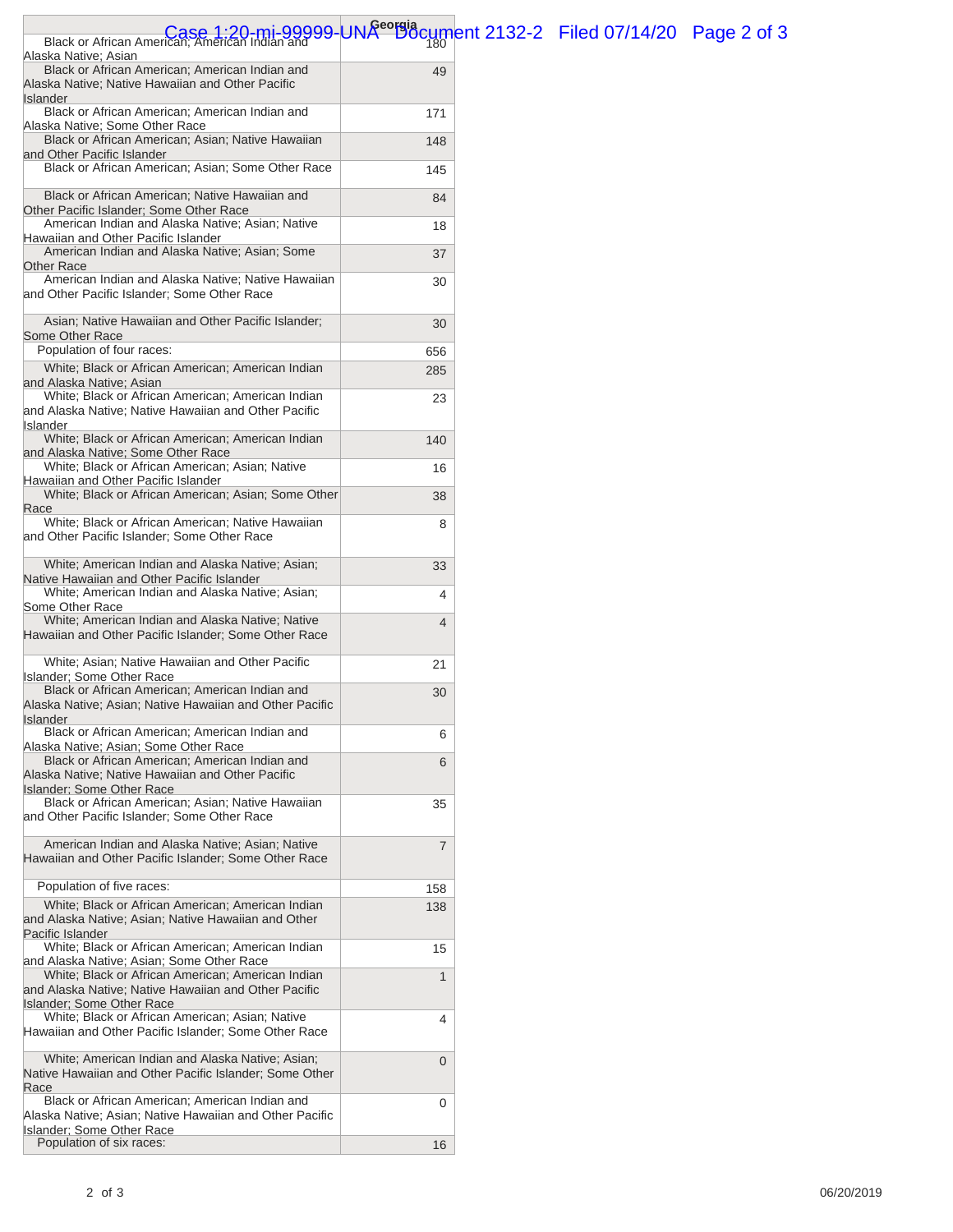| | Georgia |
|---|---|
| Black or African American; American Indian and Alaska Native; Asian | 180 |
| Black or African American; American Indian and Alaska Native; Native Hawaiian and Other Pacific Islander | 49 |
| Black or African American; American Indian and Alaska Native; Some Other Race | 171 |
| Black or African American; Asian; Native Hawaiian and Other Pacific Islander | 148 |
| Black or African American; Asian; Some Other Race | 145 |
| Black or African American; Native Hawaiian and Other Pacific Islander; Some Other Race | 84 |
| American Indian and Alaska Native; Asian; Native Hawaiian and Other Pacific Islander | 18 |
| American Indian and Alaska Native; Asian; Some Other Race | 37 |
| American Indian and Alaska Native; Native Hawaiian and Other Pacific Islander; Some Other Race | 30 |
| Asian; Native Hawaiian and Other Pacific Islander; Some Other Race | 30 |
| Population of four races: | 656 |
| White; Black or African American; American Indian and Alaska Native; Asian | 285 |
| White; Black or African American; American Indian and Alaska Native; Native Hawaiian and Other Pacific Islander | 23 |
| White; Black or African American; American Indian and Alaska Native; Some Other Race | 140 |
| White; Black or African American; Asian; Native Hawaiian and Other Pacific Islander | 16 |
| White; Black or African American; Asian; Some Other Race | 38 |
| White; Black or African American; Native Hawaiian and Other Pacific Islander; Some Other Race | 8 |
| White; American Indian and Alaska Native; Asian; Native Hawaiian and Other Pacific Islander | 33 |
| White; American Indian and Alaska Native; Asian; Some Other Race | 4 |
| White; American Indian and Alaska Native; Native Hawaiian and Other Pacific Islander; Some Other Race | 4 |
| White; Asian; Native Hawaiian and Other Pacific Islander; Some Other Race | 21 |
| Black or African American; American Indian and Alaska Native; Asian; Native Hawaiian and Other Pacific Islander | 30 |
| Black or African American; American Indian and Alaska Native; Asian; Some Other Race | 6 |
| Black or African American; American Indian and Alaska Native; Native Hawaiian and Other Pacific Islander; Some Other Race | 6 |
| Black or African American; Asian; Native Hawaiian and Other Pacific Islander; Some Other Race | 35 |
| American Indian and Alaska Native; Asian; Native Hawaiian and Other Pacific Islander; Some Other Race | 7 |
| Population of five races: | 158 |
| White; Black or African American; American Indian and Alaska Native; Asian; Native Hawaiian and Other Pacific Islander | 138 |
| White; Black or African American; American Indian and Alaska Native; Asian; Some Other Race | 15 |
| White; Black or African American; American Indian and Alaska Native; Native Hawaiian and Other Pacific Islander; Some Other Race | 1 |
| White; Black or African American; Asian; Native Hawaiian and Other Pacific Islander; Some Other Race | 4 |
| White; American Indian and Alaska Native; Asian; Native Hawaiian and Other Pacific Islander; Some Other Race | 0 |
| Black or African American; American Indian and Alaska Native; Asian; Native Hawaiian and Other Pacific Islander; Some Other Race | 0 |
| Population of six races: | 16 |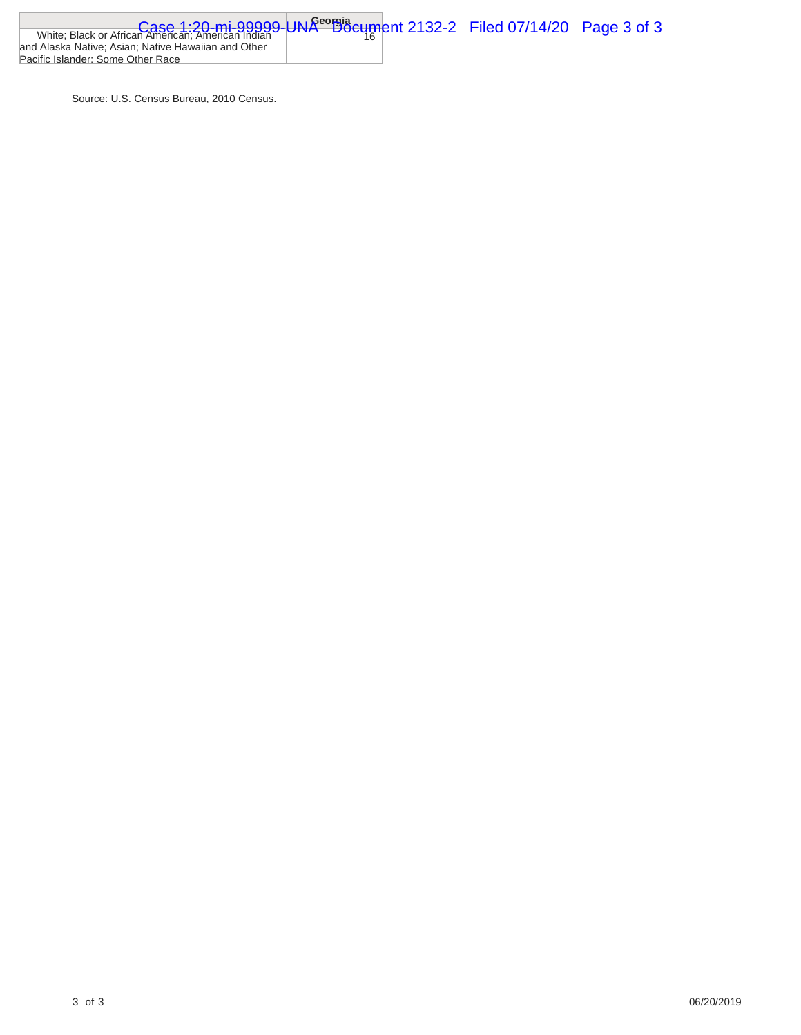| | Georgia |
|---|---|
| White; Black or African American; American Indian and Alaska Native; Asian; Native Hawaiian and Other Pacific Islander; Some Other Race | 16 |

Source: U.S. Census Bureau, 2010 Census.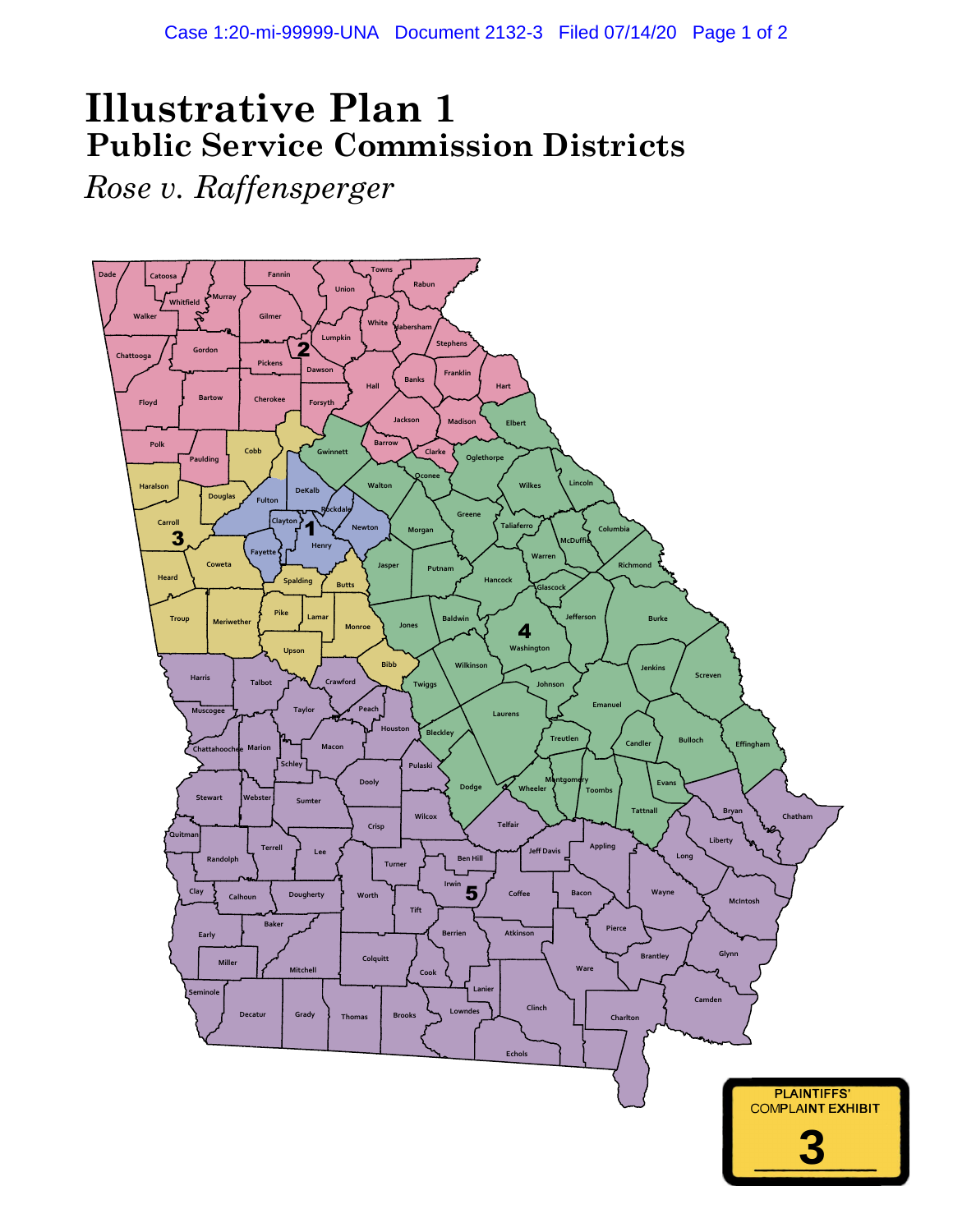# Illustrative Plan 1

## Public Service Commission Districts

*Rose v. Raffensperger*

Dade, Catoosa, Whitfield, Murray, Fannin, Union, Towns, Rabun, Walker, Gilmer, White, Habersham, Lumpkin, Stephens, Chattooga, Gordon, Pickens, 2, Dawson, Banks, Franklin, Hart, Hall, Floyd, Bartow, Cherokee, Forsyth, Jackson, Madison, Elbert, Barrow, Polk, Cobb, Gwinnett, Clarke, Oglethorpe, Paulding, Oconee, Haralson, Douglas, DeKalb, Walton, Wilkes, Lincoln, Fulton, Rockdale, Greene, Carroll, Clayton, 1, Newton, Morgan, Taliaferro, Columbia, McDuffie, 3, Henry, Fayette, Warren, Coweta, Jasper, Putnam, Richmond, Heard, Hancock, Spalding, Butts, Glascock, Troup, Meriwether, Pike, Lamar, Jefferson, Burke, Jones, Baldwin, 4, Monroe, Washington, Upson, Bibb, Jenkins, Screven, Harris, Talbot, Wilkinson, Crawford, Twiggs, Johnson, Muscogee, Taylor, Peach, Emanuel, Laurens, Houston, Chattahoochee, Marion, Macon, Bleckley, Treutlen, Candler, Bulloch, Effingham, Schley, Pulaski, Stewart, Webster, Dooly, Dodge, Montgomery, Wheeler, Toombs, Evans, Sumter, Wilcox, Tattnall, Bryan, Chatham, Crisp, Telfair, Quitman, Terrell, Jeff Davis, Appling, Liberty, Randolph, Lee, Turner, Ben Hill, Long, Clay, Irwin, 5, Coffee, Calhoun, Dougherty, Worth, Bacon, Wayne, McIntosh, Tift, Baker, Berrien, Atkinson, Pierce, Early, Brantley, Glynn, Miller, Mitchell, Colquitt, Cook, Ware, Lanier, Seminole, Camden, Decatur, Grady, Thomas, Brooks, Lowndes, Clinch, Charlton, Echols

PLAINTIFFS' COMPLAINT EXHIBIT

3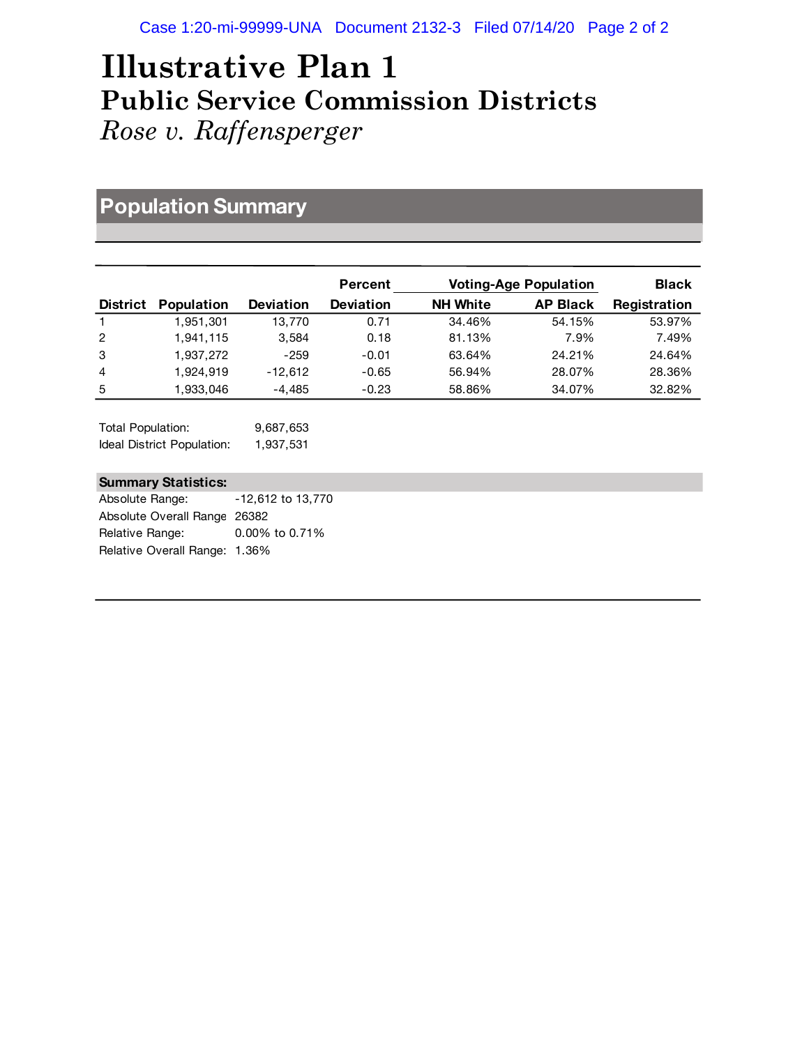# Illustrative Plan 1

## Public Service Commission Districts

*Rose v. Raffensperger*

## Population Summary

| District | Population | Deviation | Percent Deviation | Voting-Age Population NH White | Voting-Age Population AP Black | Black Registration |
|---|---|---|---|---|---|---|
| 1 | 1,951,301 | 13,770 | 0.71 | 34.46% | 54.15% | 53.97% |
| 2 | 1,941,115 | 3,584 | 0.18 | 81.13% | 7.9% | 7.49% |
| 3 | 1,937,272 | -259 | -0.01 | 63.64% | 24.21% | 24.64% |
| 4 | 1,924,919 | -12,612 | -0.65 | 56.94% | 28.07% | 28.36% |
| 5 | 1,933,046 | -4,485 | -0.23 | 58.86% | 34.07% | 32.82% |

Total Population: 9,687,653

Ideal District Population: 1,937,531

**Summary Statistics:**

Absolute Range: -12,612 to 13,770

Absolute Overall Range 26382

Relative Range: 0.00% to 0.71%

Relative Overall Range: 1.36%